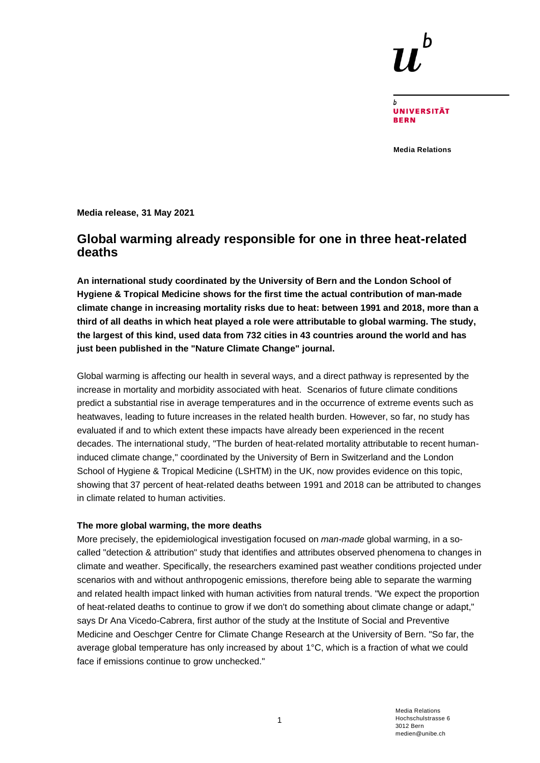**Media release, 31 May 2021**

# Global warming already responsible for one in three heat-related deaths

**An international study coordinated by the University of Bern and the London School of Hygiene & Tropical Medicine shows for the first time the actual contribution of man-made climate change in increasing mortality risks due to heat: between 1991 and 2018, more than a third of all deaths in which heat played a role were attributable to global warming. The study, the largest of this kind, used data from 732 cities in 43 countries around the world and has just been published in the "Nature Climate Change" journal.**

Global warming is affecting our health in several ways, and a direct pathway is represented by the increase in mortality and morbidity associated with heat. Scenarios of future climate conditions predict a substantial rise in average temperatures and in the occurrence of extreme events such as heatwaves, leading to future increases in the related health burden. However, so far, no study has evaluated if and to which extent these impacts have already been experienced in the recent decades. The international study, "The burden of heat-related mortality attributable to recent human-induced climate change," coordinated by the University of Bern in Switzerland and the London School of Hygiene & Tropical Medicine (LSHTM) in the UK, now provides evidence on this topic, showing that 37 percent of heat-related deaths between 1991 and 2018 can be attributed to changes in climate related to human activities.

### The more global warming, the more deaths

More precisely, the epidemiological investigation focused on *man-made* global warming, in a so-called "detection & attribution" study that identifies and attributes observed phenomena to changes in climate and weather. Specifically, the researchers examined past weather conditions projected under scenarios with and without anthropogenic emissions, therefore being able to separate the warming and related health impact linked with human activities from natural trends. "We expect the proportion of heat-related deaths to continue to grow if we don't do something about climate change or adapt," says Dr Ana Vicedo-Cabrera, first author of the study at the Institute of Social and Preventive Medicine and Oeschger Centre for Climate Change Research at the University of Bern. "So far, the average global temperature has only increased by about 1°C, which is a fraction of what we could face if emissions continue to grow unchecked."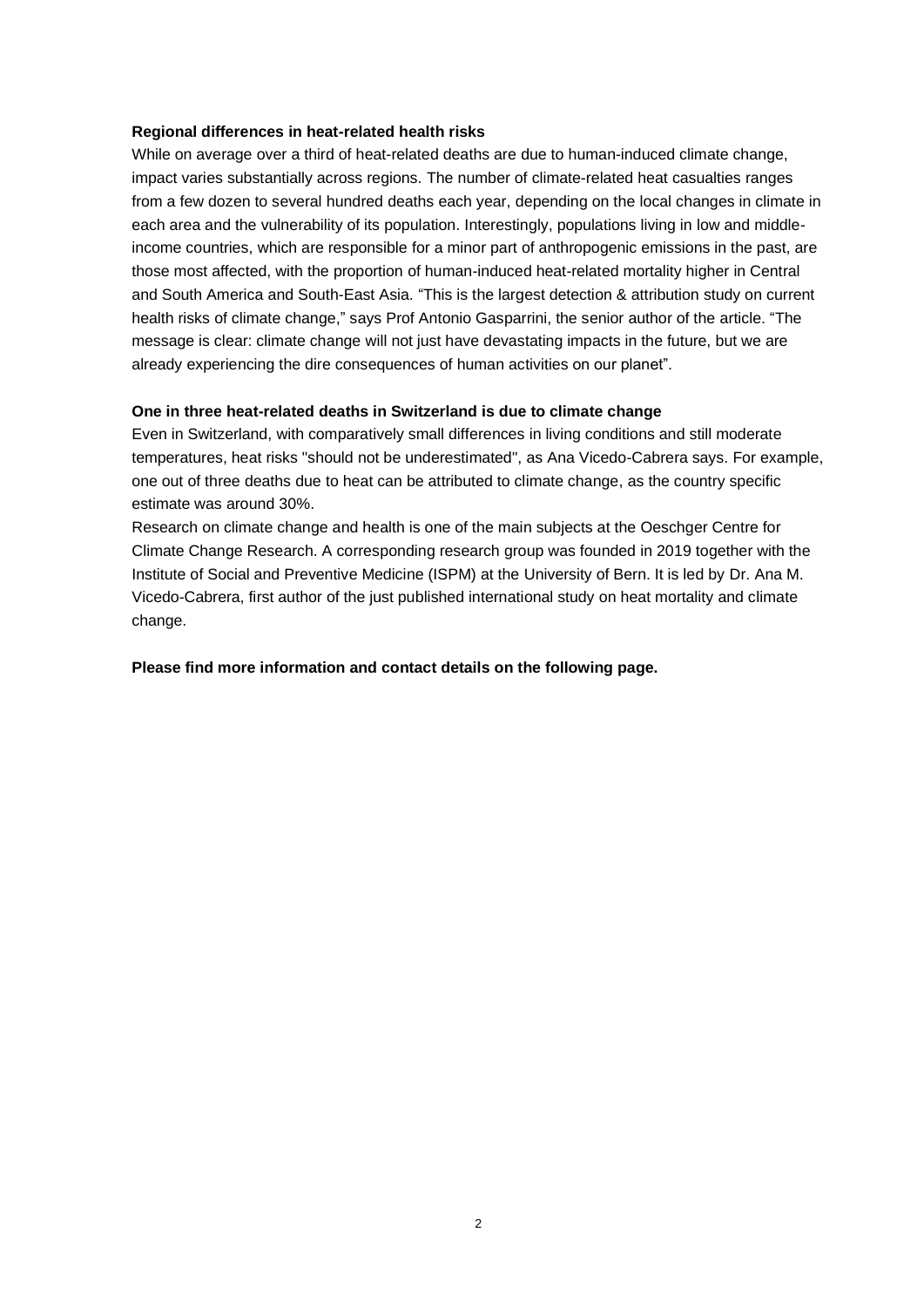**Regional differences in heat-related health risks**

While on average over a third of heat-related deaths are due to human-induced climate change, impact varies substantially across regions. The number of climate-related heat casualties ranges from a few dozen to several hundred deaths each year, depending on the local changes in climate in each area and the vulnerability of its population. Interestingly, populations living in low and middle-income countries, which are responsible for a minor part of anthropogenic emissions in the past, are those most affected, with the proportion of human-induced heat-related mortality higher in Central and South America and South-East Asia. “This is the largest detection & attribution study on current health risks of climate change,” says Prof Antonio Gasparrini, the senior author of the article. “The message is clear: climate change will not just have devastating impacts in the future, but we are already experiencing the dire consequences of human activities on our planet”.

**One in three heat-related deaths in Switzerland is due to climate change**

Even in Switzerland, with comparatively small differences in living conditions and still moderate temperatures, heat risks "should not be underestimated", as Ana Vicedo-Cabrera says. For example, one out of three deaths due to heat can be attributed to climate change, as the country specific estimate was around 30%.

Research on climate change and health is one of the main subjects at the Oeschger Centre for Climate Change Research. A corresponding research group was founded in 2019 together with the Institute of Social and Preventive Medicine (ISPM) at the University of Bern. It is led by Dr. Ana M. Vicedo-Cabrera, first author of the just published international study on heat mortality and climate change.

**Please find more information and contact details on the following page.**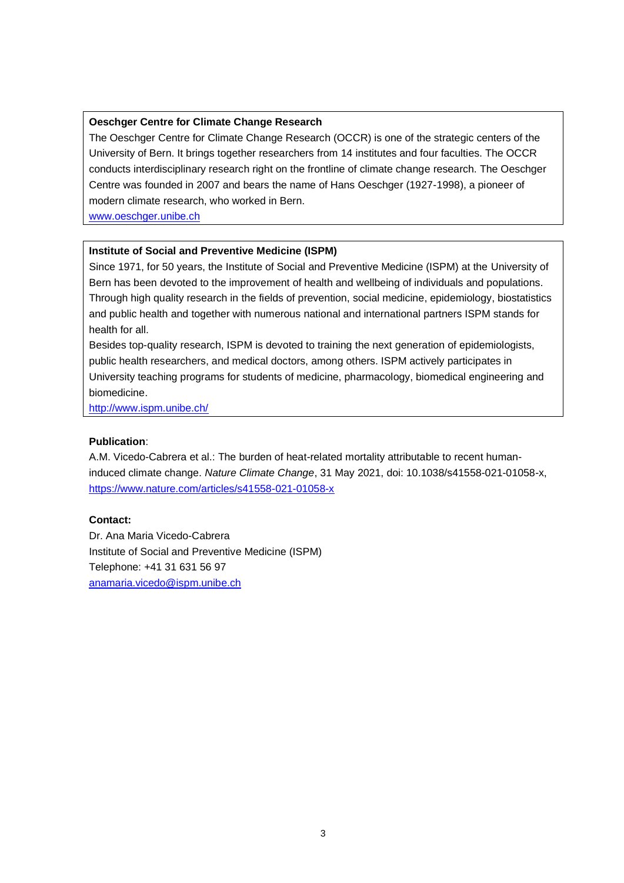**Oeschger Centre for Climate Change Research**

The Oeschger Centre for Climate Change Research (OCCR) is one of the strategic centers of the University of Bern. It brings together researchers from 14 institutes and four faculties. The OCCR conducts interdisciplinary research right on the frontline of climate change research. The Oeschger Centre was founded in 2007 and bears the name of Hans Oeschger (1927-1998), a pioneer of modern climate research, who worked in Bern.

[www.oeschger.unibe.ch](http://www.oeschger.unibe.ch)

**Institute of Social and Preventive Medicine (ISPM)**

Since 1971, for 50 years, the Institute of Social and Preventive Medicine (ISPM) at the University of Bern has been devoted to the improvement of health and wellbeing of individuals and populations. Through high quality research in the fields of prevention, social medicine, epidemiology, biostatistics and public health and together with numerous national and international partners ISPM stands for health for all.

Besides top-quality research, ISPM is devoted to training the next generation of epidemiologists, public health researchers, and medical doctors, among others. ISPM actively participates in University teaching programs for students of medicine, pharmacology, biomedical engineering and biomedicine.

[http://www.ispm.unibe.ch/](http://www.ispm.unibe.ch/)

**Publication**:

A.M. Vicedo-Cabrera et al.: The burden of heat-related mortality attributable to recent human-induced climate change. *Nature Climate Change*, 31 May 2021, doi: 10.1038/s41558-021-01058-x, [https://www.nature.com/articles/s41558-021-01058-x](https://www.nature.com/articles/s41558-021-01058-x)

**Contact:**

Dr. Ana Maria Vicedo-Cabrera
Institute of Social and Preventive Medicine (ISPM)
Telephone: +41 31 631 56 97
[anamaria.vicedo@ispm.unibe.ch](mailto:anamaria.vicedo@ispm.unibe.ch)